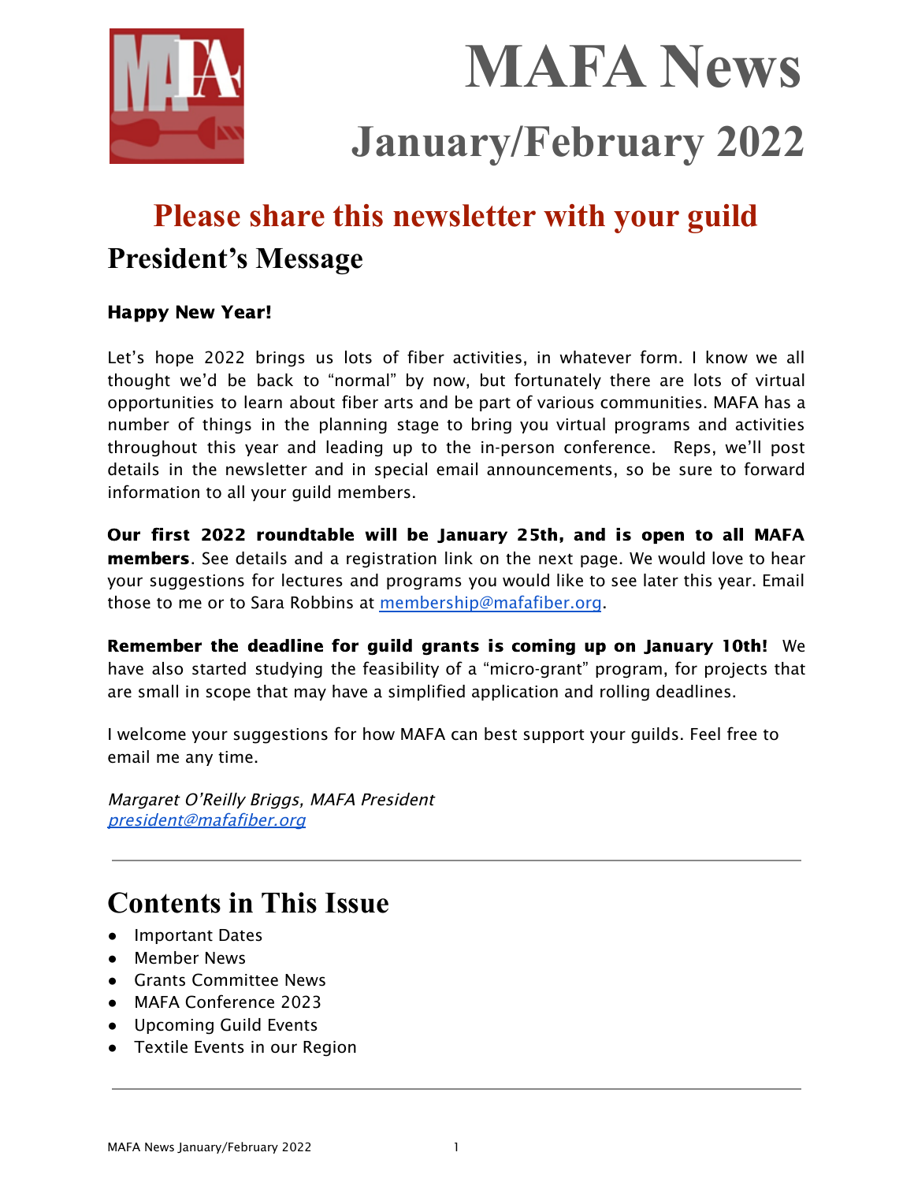# MAFA News

## January/February 2022

## Please share this newsletter with your guild

## President's Message

**Happy New Year!**

Let's hope 2022 brings us lots of fiber activities, in whatever form. I know we all thought we'd be back to "normal" by now, but fortunately there are lots of virtual opportunities to learn about fiber arts and be part of various communities. MAFA has a number of things in the planning stage to bring you virtual programs and activities throughout this year and leading up to the in-person conference. Reps, we'll post details in the newsletter and in special email announcements, so be sure to forward information to all your guild members.

**Our first 2022 roundtable will be January 25th, and is open to all MAFA members**. See details and a registration link on the next page. We would love to hear your suggestions for lectures and programs you would like to see later this year. Email those to me or to Sara Robbins at membership@mafafiber.org.

**Remember the deadline for guild grants is coming up on January 10th!** We have also started studying the feasibility of a "micro-grant" program, for projects that are small in scope that may have a simplified application and rolling deadlines.

I welcome your suggestions for how MAFA can best support your guilds. Feel free to email me any time.

*Margaret O'Reilly Briggs, MAFA President*
*president@mafafiber.org*

---

## Contents in This Issue

- Important Dates
- Member News
- Grants Committee News
- MAFA Conference 2023
- Upcoming Guild Events
- Textile Events in our Region

---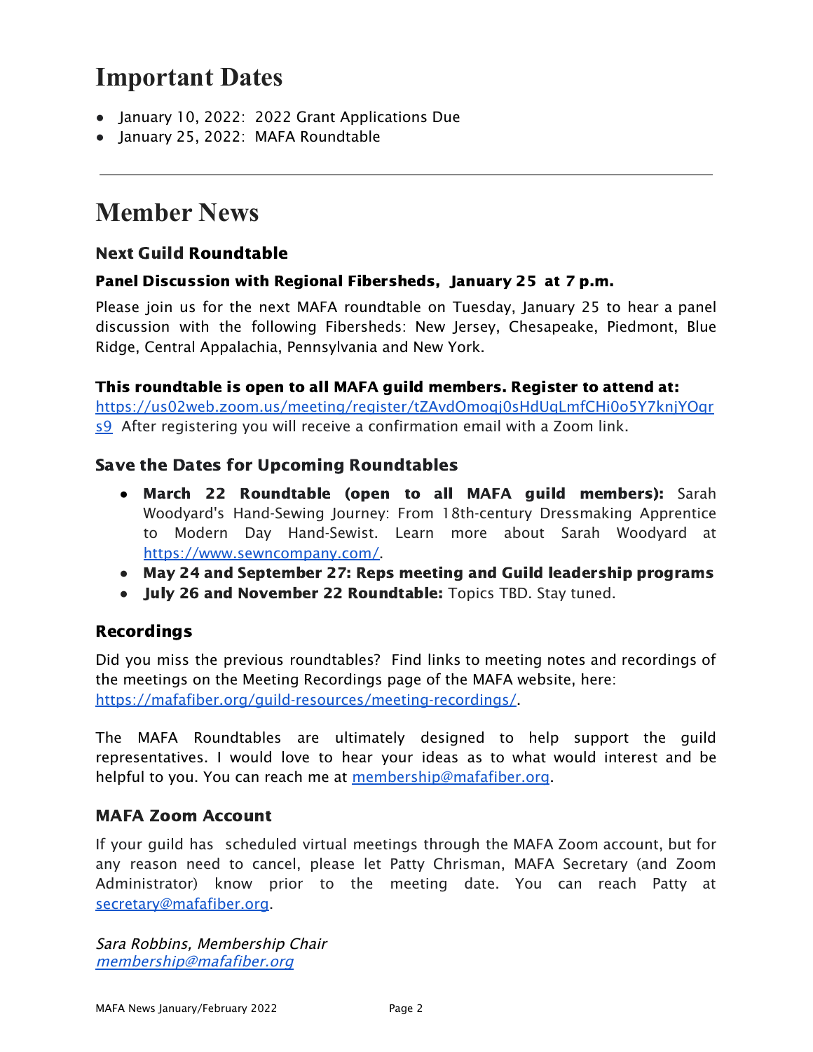# Important Dates

- January 10, 2022: 2022 Grant Applications Due
- January 25, 2022: MAFA Roundtable

---

# Member News

### Next Guild Roundtable

**Panel Discussion with Regional Fibersheds, January 25 at 7 p.m.**

Please join us for the next MAFA roundtable on Tuesday, January 25 to hear a panel discussion with the following Fibersheds: New Jersey, Chesapeake, Piedmont, Blue Ridge, Central Appalachia, Pennsylvania and New York.

**This roundtable is open to all MAFA guild members. Register to attend at:**
https://us02web.zoom.us/meeting/register/tZAvdOmoqj0sHdUqLmfCHi0o5Y7knjYOqrs9 After registering you will receive a confirmation email with a Zoom link.

### Save the Dates for Upcoming Roundtables

- **March 22 Roundtable (open to all MAFA guild members):** Sarah Woodyard's Hand-Sewing Journey: From 18th-century Dressmaking Apprentice to Modern Day Hand-Sewist. Learn more about Sarah Woodyard at https://www.sewncompany.com/.
- **May 24 and September 27: Reps meeting and Guild leadership programs**
- **July 26 and November 22 Roundtable:** Topics TBD. Stay tuned.

### Recordings

Did you miss the previous roundtables? Find links to meeting notes and recordings of the meetings on the Meeting Recordings page of the MAFA website, here: https://mafafiber.org/guild-resources/meeting-recordings/.

The MAFA Roundtables are ultimately designed to help support the guild representatives. I would love to hear your ideas as to what would interest and be helpful to you. You can reach me at membership@mafafiber.org.

### MAFA Zoom Account

If your guild has scheduled virtual meetings through the MAFA Zoom account, but for any reason need to cancel, please let Patty Chrisman, MAFA Secretary (and Zoom Administrator) know prior to the meeting date. You can reach Patty at secretary@mafafiber.org.

*Sara Robbins, Membership Chair*
*membership@mafafiber.org*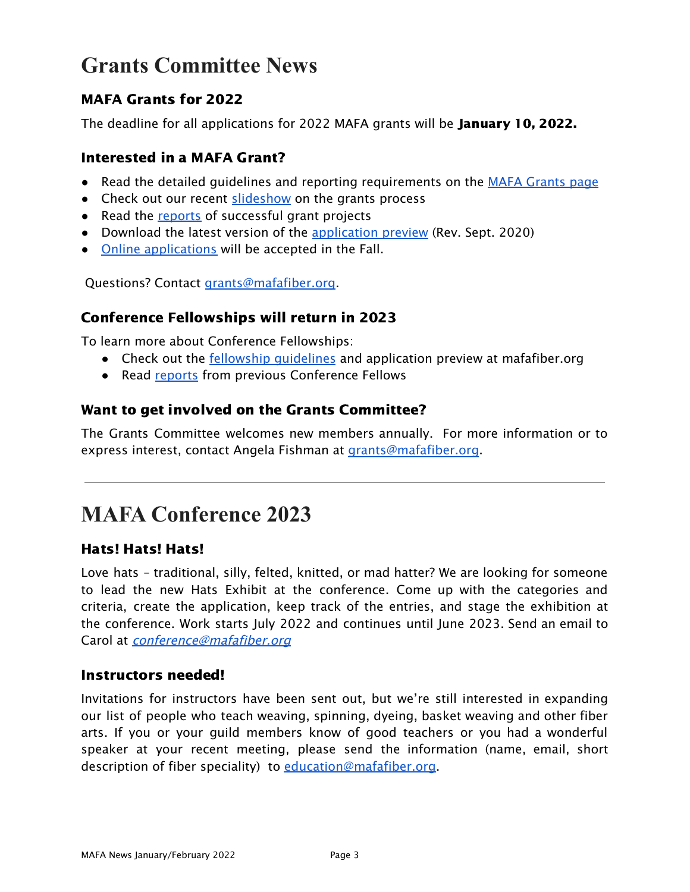# Grants Committee News

### MAFA Grants for 2022

The deadline for all applications for 2022 MAFA grants will be **January 10, 2022.**

### Interested in a MAFA Grant?

- Read the detailed guidelines and reporting requirements on the MAFA Grants page
- Check out our recent slideshow on the grants process
- Read the reports of successful grant projects
- Download the latest version of the application preview (Rev. Sept. 2020)
- Online applications will be accepted in the Fall.

Questions? Contact grants@mafafiber.org.

### Conference Fellowships will return in 2023

To learn more about Conference Fellowships:

- Check out the fellowship guidelines and application preview at mafafiber.org
- Read reports from previous Conference Fellows

### Want to get involved on the Grants Committee?

The Grants Committee welcomes new members annually. For more information or to express interest, contact Angela Fishman at grants@mafafiber.org.

---

# MAFA Conference 2023

### Hats! Hats! Hats!

Love hats – traditional, silly, felted, knitted, or mad hatter? We are looking for someone to lead the new Hats Exhibit at the conference. Come up with the categories and criteria, create the application, keep track of the entries, and stage the exhibition at the conference. Work starts July 2022 and continues until June 2023. Send an email to Carol at *conference@mafafiber.org*

### Instructors needed!

Invitations for instructors have been sent out, but we're still interested in expanding our list of people who teach weaving, spinning, dyeing, basket weaving and other fiber arts. If you or your guild members know of good teachers or you had a wonderful speaker at your recent meeting, please send the information (name, email, short description of fiber speciality) to education@mafafiber.org.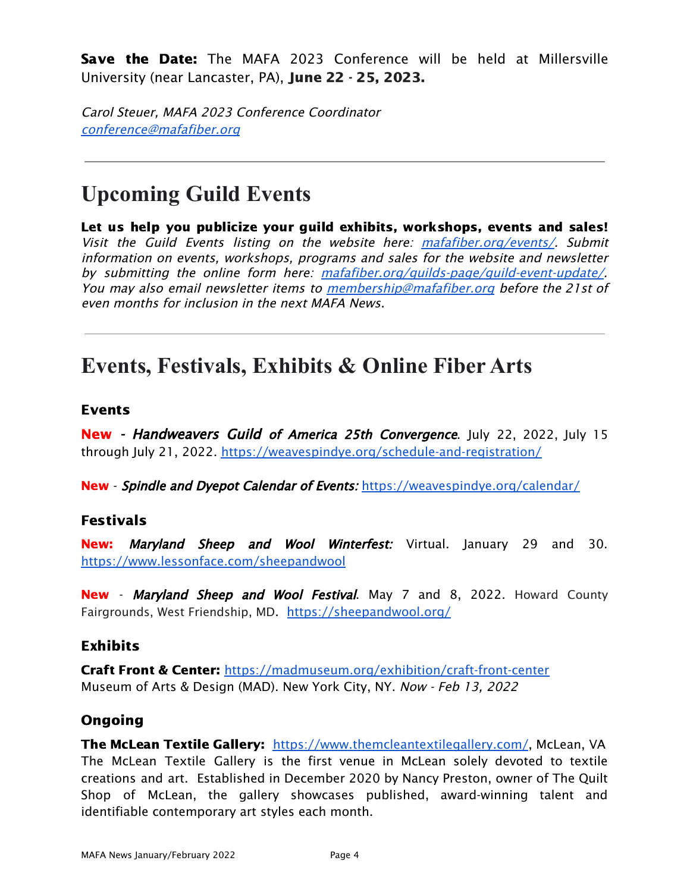**Save the Date:** The MAFA 2023 Conference will be held at Millersville University (near Lancaster, PA), **June 22 - 25, 2023.**

*Carol Steuer, MAFA 2023 Conference Coordinator*
*conference@mafafiber.org*

---

# Upcoming Guild Events

**Let us help you publicize your guild exhibits, workshops, events and sales!** *Visit the Guild Events listing on the website here: mafafiber.org/events/. Submit information on events, workshops, programs and sales for the website and newsletter by submitting the online form here: mafafiber.org/guilds-page/guild-event-update/. You may also email newsletter items to membership@mafafiber.org before the 21st of even months for inclusion in the next MAFA News.*

---

# Events, Festivals, Exhibits & Online Fiber Arts

### Events

**New** - ***Handweavers Guild of America 25th Convergence***. July 22, 2022, July 15 through July 21, 2022. https://weavespindye.org/schedule-and-registration/

**New** - ***Spindle and Dyepot Calendar of Events:*** https://weavespindye.org/calendar/

### Festivals

**New:** ***Maryland Sheep and Wool Winterfest:*** Virtual. January 29 and 30. https://www.lessonface.com/sheepandwool

**New** - ***Maryland Sheep and Wool Festival***. May 7 and 8, 2022. Howard County Fairgrounds, West Friendship, MD. https://sheepandwool.org/

### Exhibits

**Craft Front & Center:** https://madmuseum.org/exhibition/craft-front-center
Museum of Arts & Design (MAD). New York City, NY. *Now - Feb 13, 2022*

### Ongoing

**The McLean Textile Gallery:** https://www.themcleantextilegallery.com/, McLean, VA
The McLean Textile Gallery is the first venue in McLean solely devoted to textile creations and art. Established in December 2020 by Nancy Preston, owner of The Quilt Shop of McLean, the gallery showcases published, award-winning talent and identifiable contemporary art styles each month.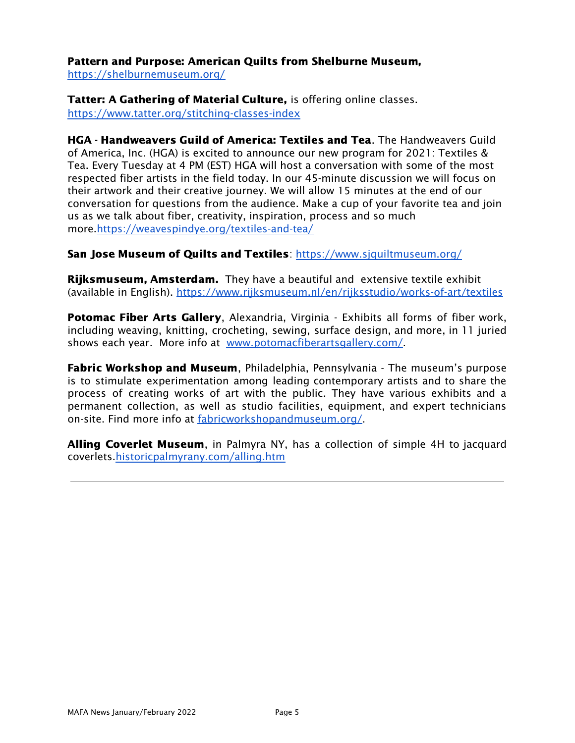**Pattern and Purpose: American Quilts from Shelburne Museum,** https://shelburnemuseum.org/

**Tatter: A Gathering of Material Culture,** is offering online classes. https://www.tatter.org/stitching-classes-index

**HGA - Handweavers Guild of America: Textiles and Tea**. The Handweavers Guild of America, Inc. (HGA) is excited to announce our new program for 2021: Textiles & Tea. Every Tuesday at 4 PM (EST) HGA will host a conversation with some of the most respected fiber artists in the field today. In our 45-minute discussion we will focus on their artwork and their creative journey. We will allow 15 minutes at the end of our conversation for questions from the audience. Make a cup of your favorite tea and join us as we talk about fiber, creativity, inspiration, process and so much more.https://weavespindye.org/textiles-and-tea/

**San Jose Museum of Quilts and Textiles**: https://www.sjquiltmuseum.org/

**Rijksmuseum, Amsterdam.** They have a beautiful and extensive textile exhibit (available in English). https://www.rijksmuseum.nl/en/rijksstudio/works-of-art/textiles

**Potomac Fiber Arts Gallery**, Alexandria, Virginia - Exhibits all forms of fiber work, including weaving, knitting, crocheting, sewing, surface design, and more, in 11 juried shows each year. More info at www.potomacfiberartsgallery.com/.

**Fabric Workshop and Museum**, Philadelphia, Pennsylvania - The museum's purpose is to stimulate experimentation among leading contemporary artists and to share the process of creating works of art with the public. They have various exhibits and a permanent collection, as well as studio facilities, equipment, and expert technicians on-site. Find more info at fabricworkshopandmuseum.org/.

**Alling Coverlet Museum**, in Palmyra NY, has a collection of simple 4H to jacquard coverlets.historicpalmyrany.com/alling.htm

---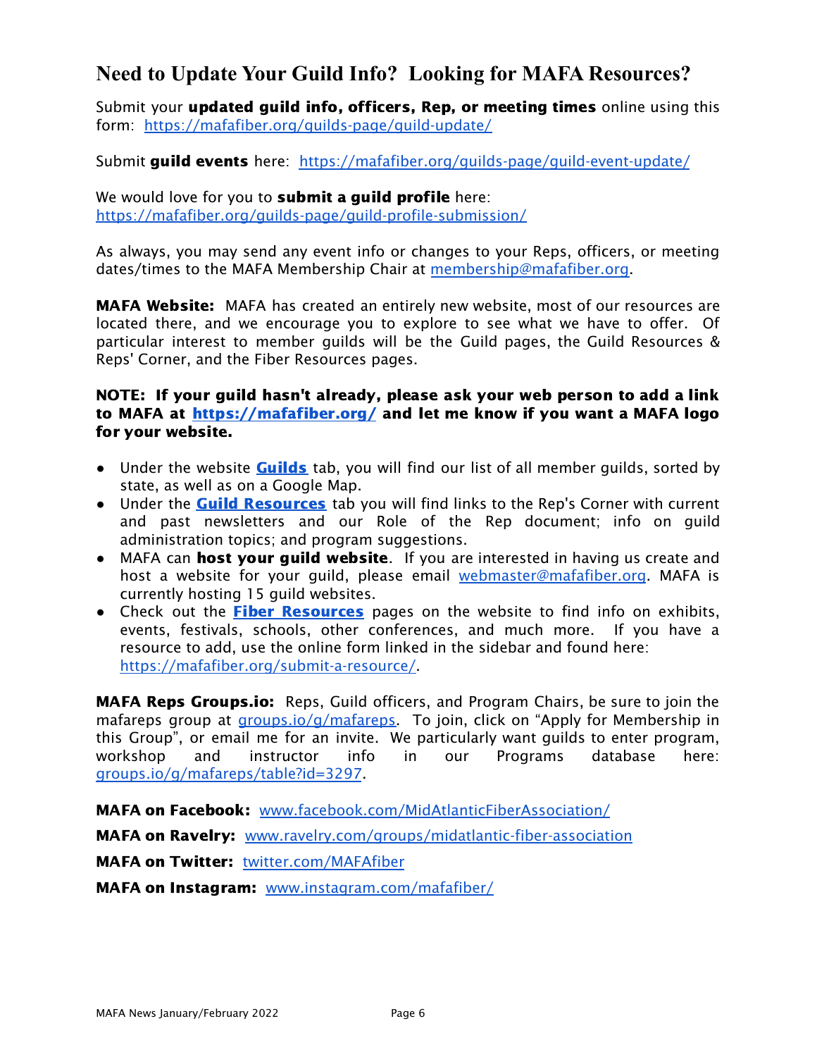## Need to Update Your Guild Info? Looking for MAFA Resources?

Submit your **updated guild info, officers, Rep, or meeting times** online using this form: https://mafafiber.org/guilds-page/guild-update/

Submit **guild events** here: https://mafafiber.org/guilds-page/guild-event-update/

We would love for you to **submit a guild profile** here: https://mafafiber.org/guilds-page/guild-profile-submission/

As always, you may send any event info or changes to your Reps, officers, or meeting dates/times to the MAFA Membership Chair at membership@mafafiber.org.

**MAFA Website:** MAFA has created an entirely new website, most of our resources are located there, and we encourage you to explore to see what we have to offer. Of particular interest to member guilds will be the Guild pages, the Guild Resources & Reps' Corner, and the Fiber Resources pages.

**NOTE: If your guild hasn't already, please ask your web person to add a link to MAFA at https://mafafiber.org/ and let me know if you want a MAFA logo for your website.**

- Under the website **Guilds** tab, you will find our list of all member guilds, sorted by state, as well as on a Google Map.
- Under the **Guild Resources** tab you will find links to the Rep's Corner with current and past newsletters and our Role of the Rep document; info on guild administration topics; and program suggestions.
- MAFA can **host your guild website**. If you are interested in having us create and host a website for your guild, please email webmaster@mafafiber.org. MAFA is currently hosting 15 guild websites.
- Check out the **Fiber Resources** pages on the website to find info on exhibits, events, festivals, schools, other conferences, and much more. If you have a resource to add, use the online form linked in the sidebar and found here: https://mafafiber.org/submit-a-resource/.

**MAFA Reps Groups.io:** Reps, Guild officers, and Program Chairs, be sure to join the mafareps group at groups.io/g/mafareps. To join, click on "Apply for Membership in this Group", or email me for an invite. We particularly want guilds to enter program, workshop and instructor info in our Programs database here: groups.io/g/mafareps/table?id=3297.

**MAFA on Facebook:** www.facebook.com/MidAtlanticFiberAssociation/

**MAFA on Ravelry:** www.ravelry.com/groups/midatlantic-fiber-association

**MAFA on Twitter:** twitter.com/MAFAfiber

**MAFA on Instagram:** www.instagram.com/mafafiber/